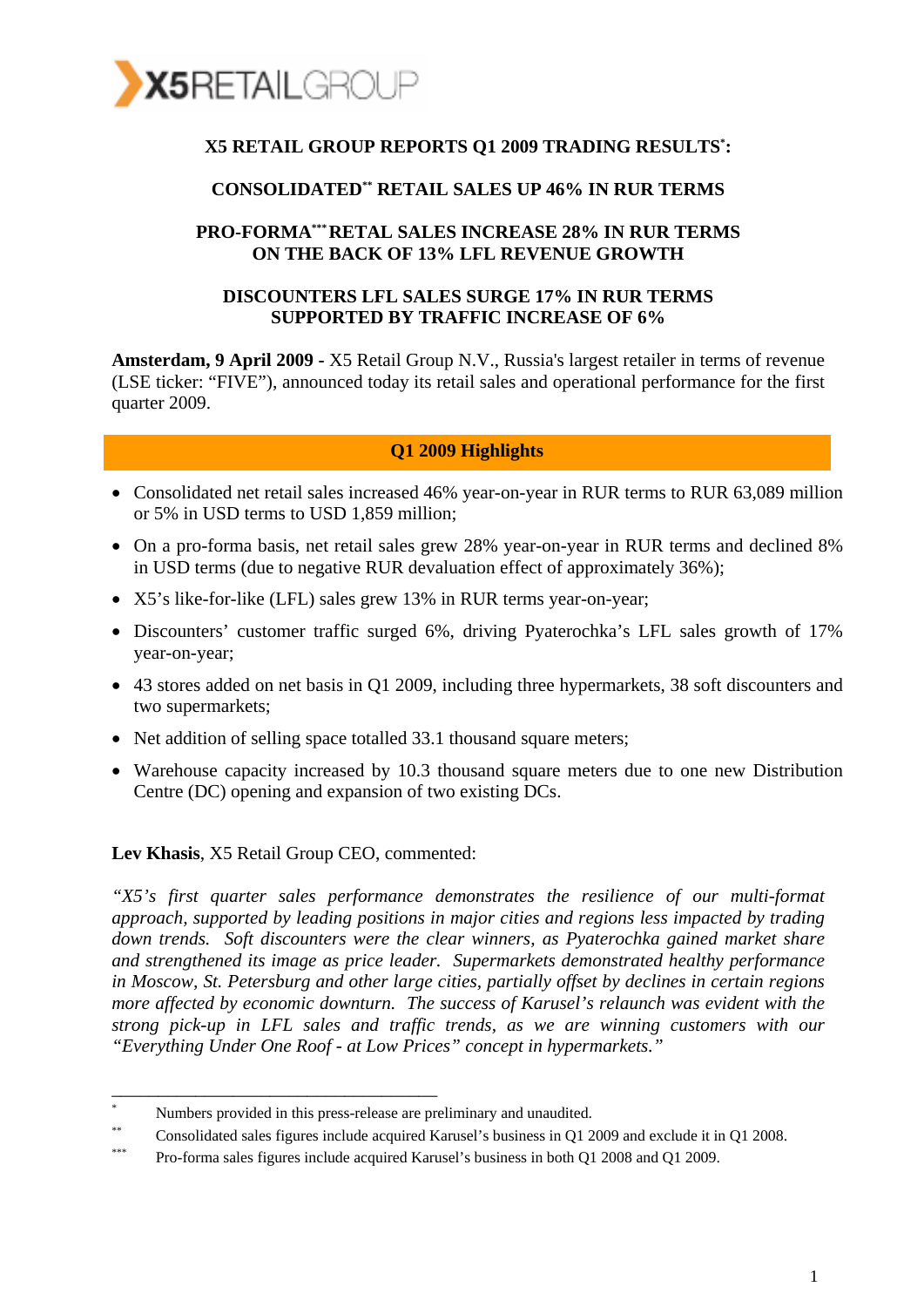X5 RETAIL GROUP

# X5 RETAIL GROUP REPORTS Q1 2009 TRADING RESULTS[*]:

## CONSOLIDATED[**] RETAIL SALES UP 46% IN RUR TERMS

## PRO-FORMA[***] RETAL SALES INCREASE 28% IN RUR TERMS ON THE BACK OF 13% LFL REVENUE GROWTH

## DISCOUNTERS LFL SALES SURGE 17% IN RUR TERMS SUPPORTED BY TRAFFIC INCREASE OF 6%

**Amsterdam, 9 April 2009 -** X5 Retail Group N.V., Russia's largest retailer in terms of revenue (LSE ticker: "FIVE"), announced today its retail sales and operational performance for the first quarter 2009.

### Q1 2009 Highlights

- Consolidated net retail sales increased 46% year-on-year in RUR terms to RUR 63,089 million or 5% in USD terms to USD 1,859 million;
- On a pro-forma basis, net retail sales grew 28% year-on-year in RUR terms and declined 8% in USD terms (due to negative RUR devaluation effect of approximately 36%);
- X5's like-for-like (LFL) sales grew 13% in RUR terms year-on-year;
- Discounters' customer traffic surged 6%, driving Pyaterochka's LFL sales growth of 17% year-on-year;
- 43 stores added on net basis in Q1 2009, including three hypermarkets, 38 soft discounters and two supermarkets;
- Net addition of selling space totalled 33.1 thousand square meters;
- Warehouse capacity increased by 10.3 thousand square meters due to one new Distribution Centre (DC) opening and expansion of two existing DCs.

**Lev Khasis**, X5 Retail Group CEO, commented:

*"X5's first quarter sales performance demonstrates the resilience of our multi-format approach, supported by leading positions in major cities and regions less impacted by trading down trends. Soft discounters were the clear winners, as Pyaterochka gained market share and strengthened its image as price leader. Supermarkets demonstrated healthy performance in Moscow, St. Petersburg and other large cities, partially offset by declines in certain regions more affected by economic downturn. The success of Karusel's relaunch was evident with the strong pick-up in LFL sales and traffic trends, as we are winning customers with our "Everything Under One Roof - at Low Prices" concept in hypermarkets."*

---

[*] Numbers provided in this press-release are preliminary and unaudited.

[**] Consolidated sales figures include acquired Karusel's business in Q1 2009 and exclude it in Q1 2008.

[***] Pro-forma sales figures include acquired Karusel's business in both Q1 2008 and Q1 2009.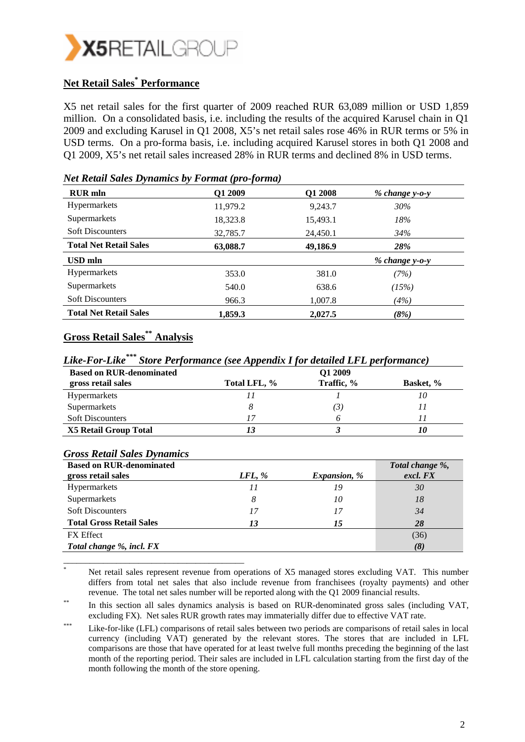## Net Retail Sales* Performance

X5 net retail sales for the first quarter of 2009 reached RUR 63,089 million or USD 1,859 million. On a consolidated basis, i.e. including the results of the acquired Karusel chain in Q1 2009 and excluding Karusel in Q1 2008, X5's net retail sales rose 46% in RUR terms or 5% in USD terms. On a pro-forma basis, i.e. including acquired Karusel stores in both Q1 2008 and Q1 2009, X5's net retail sales increased 28% in RUR terms and declined 8% in USD terms.

*Net Retail Sales Dynamics by Format (pro-forma)*

| RUR mln | Q1 2009 | Q1 2008 | *% change y-o-y* |
|---|---|---|---|
| Hypermarkets | 11,979.2 | 9,243.7 | *30%* |
| Supermarkets | 18,323.8 | 15,493.1 | *18%* |
| Soft Discounters | 32,785.7 | 24,450.1 | *34%* |
| **Total Net Retail Sales** | **63,088.7** | **49,186.9** | ***28%*** |
| **USD mln** | | | *% change y-o-y* |
| Hypermarkets | 353.0 | 381.0 | *(7%)* |
| Supermarkets | 540.0 | 638.6 | *(15%)* |
| Soft Discounters | 966.3 | 1,007.8 | *(4%)* |
| **Total Net Retail Sales** | **1,859.3** | **2,027.5** | ***(8%)*** |

## Gross Retail Sales** Analysis

### *Like-For-Like*** Store Performance (see Appendix I for detailed LFL performance)*

| Based on RUR-denominated gross retail sales | Total LFL, % | Q1 2009 Traffic, % | Basket, % |
|---|---|---|---|
| Hypermarkets | *11* | *1* | *10* |
| Supermarkets | *8* | *(3)* | *11* |
| Soft Discounters | *17* | *6* | *11* |
| **X5 Retail Group Total** | ***13*** | ***3*** | ***10*** |

### *Gross Retail Sales Dynamics*

| Based on RUR-denominated gross retail sales | *LFL, %* | *Expansion, %* | *Total change %, excl. FX* |
|---|---|---|---|
| Hypermarkets | *11* | *19* | *30* |
| Supermarkets | *8* | *10* | *18* |
| Soft Discounters | *17* | *17* | *34* |
| **Total Gross Retail Sales** | ***13*** | ***15*** | ***28*** |
| FX Effect | | | (36) |
| ***Total change %, incl. FX*** | | | ***(8)*** |

\* Net retail sales represent revenue from operations of X5 managed stores excluding VAT. This number differs from total net sales that also include revenue from franchisees (royalty payments) and other revenue. The total net sales number will be reported along with the Q1 2009 financial results.

\*\* In this section all sales dynamics analysis is based on RUR-denominated gross sales (including VAT, excluding FX). Net sales RUR growth rates may immaterially differ due to effective VAT rate.

\*\*\* Like-for-like (LFL) comparisons of retail sales between two periods are comparisons of retail sales in local currency (including VAT) generated by the relevant stores. The stores that are included in LFL comparisons are those that have operated for at least twelve full months preceding the beginning of the last month of the reporting period. Their sales are included in LFL calculation starting from the first day of the month following the month of the store opening.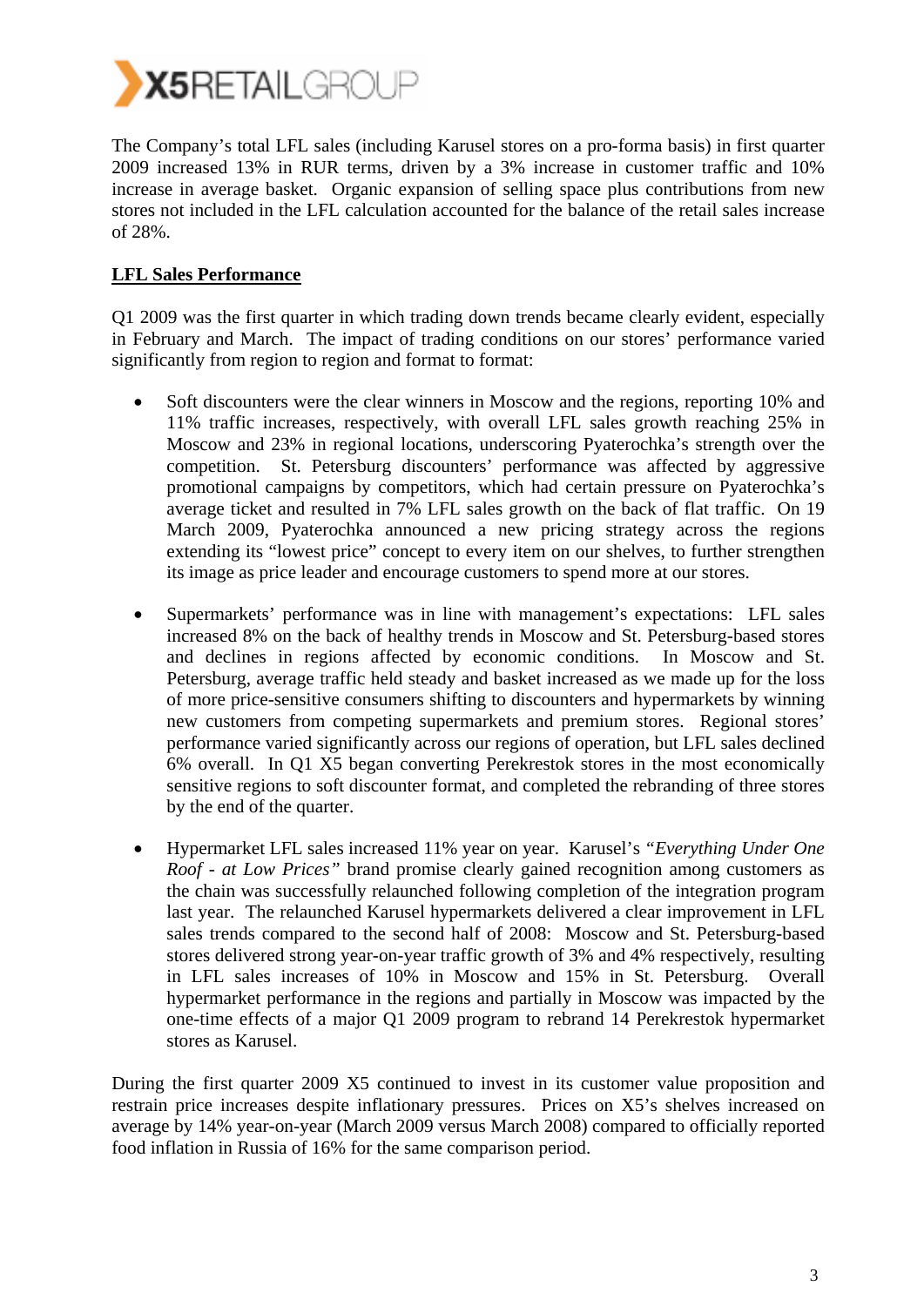The Company's total LFL sales (including Karusel stores on a pro-forma basis) in first quarter 2009 increased 13% in RUR terms, driven by a 3% increase in customer traffic and 10% increase in average basket. Organic expansion of selling space plus contributions from new stores not included in the LFL calculation accounted for the balance of the retail sales increase of 28%.

**LFL Sales Performance**

Q1 2009 was the first quarter in which trading down trends became clearly evident, especially in February and March. The impact of trading conditions on our stores' performance varied significantly from region to region and format to format:

- Soft discounters were the clear winners in Moscow and the regions, reporting 10% and 11% traffic increases, respectively, with overall LFL sales growth reaching 25% in Moscow and 23% in regional locations, underscoring Pyaterochka's strength over the competition. St. Petersburg discounters' performance was affected by aggressive promotional campaigns by competitors, which had certain pressure on Pyaterochka's average ticket and resulted in 7% LFL sales growth on the back of flat traffic. On 19 March 2009, Pyaterochka announced a new pricing strategy across the regions extending its "lowest price" concept to every item on our shelves, to further strengthen its image as price leader and encourage customers to spend more at our stores.

- Supermarkets' performance was in line with management's expectations: LFL sales increased 8% on the back of healthy trends in Moscow and St. Petersburg-based stores and declines in regions affected by economic conditions. In Moscow and St. Petersburg, average traffic held steady and basket increased as we made up for the loss of more price-sensitive consumers shifting to discounters and hypermarkets by winning new customers from competing supermarkets and premium stores. Regional stores' performance varied significantly across our regions of operation, but LFL sales declined 6% overall. In Q1 X5 began converting Perekrestok stores in the most economically sensitive regions to soft discounter format, and completed the rebranding of three stores by the end of the quarter.

- Hypermarket LFL sales increased 11% year on year. Karusel's *"Everything Under One Roof - at Low Prices"* brand promise clearly gained recognition among customers as the chain was successfully relaunched following completion of the integration program last year. The relaunched Karusel hypermarkets delivered a clear improvement in LFL sales trends compared to the second half of 2008: Moscow and St. Petersburg-based stores delivered strong year-on-year traffic growth of 3% and 4% respectively, resulting in LFL sales increases of 10% in Moscow and 15% in St. Petersburg. Overall hypermarket performance in the regions and partially in Moscow was impacted by the one-time effects of a major Q1 2009 program to rebrand 14 Perekrestok hypermarket stores as Karusel.

During the first quarter 2009 X5 continued to invest in its customer value proposition and restrain price increases despite inflationary pressures. Prices on X5's shelves increased on average by 14% year-on-year (March 2009 versus March 2008) compared to officially reported food inflation in Russia of 16% for the same comparison period.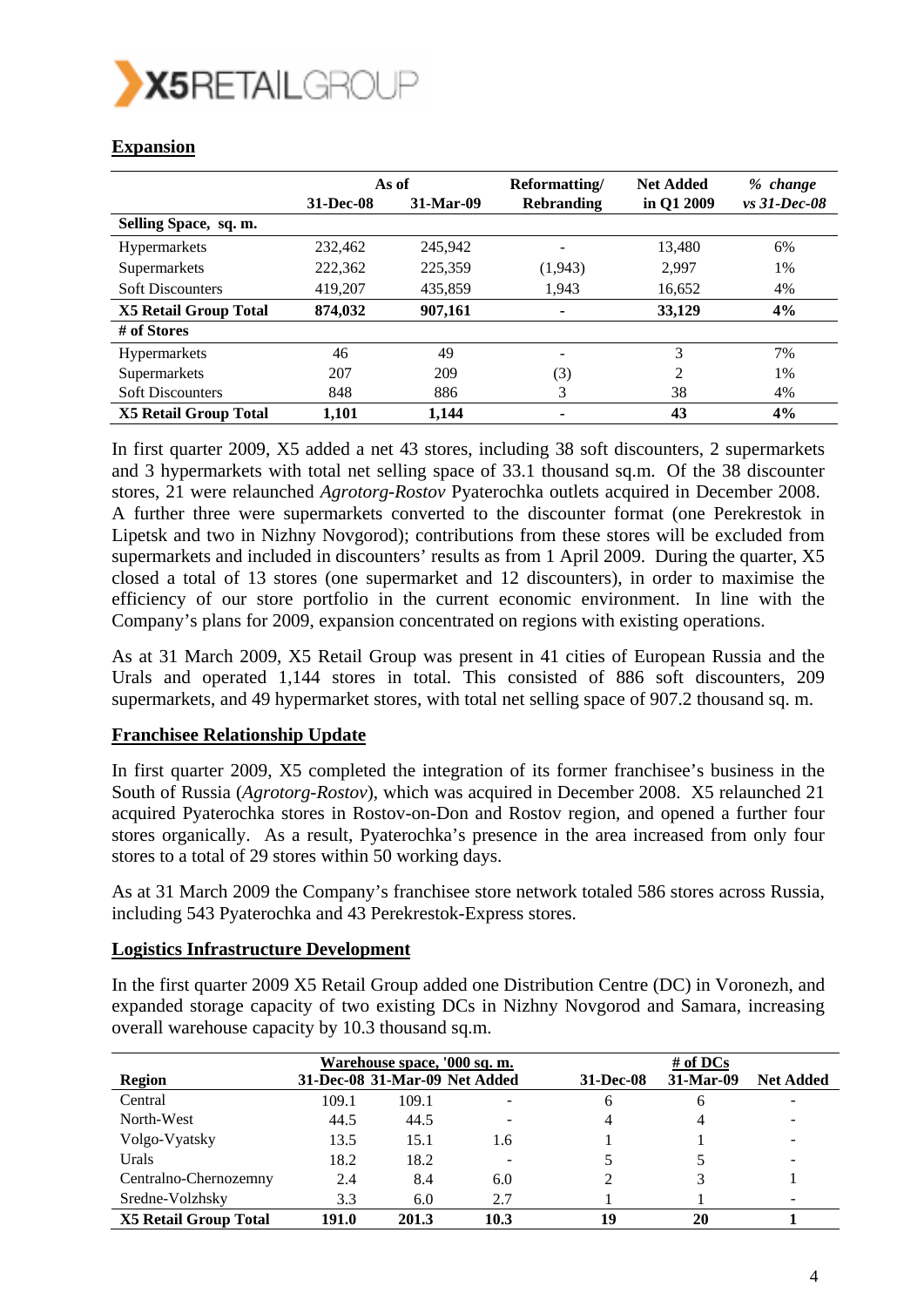## Expansion

| | As of | | Reformatting/ | Net Added | *% change* |
|---|---|---|---|---|---|
| | 31-Dec-08 | 31-Mar-09 | Rebranding | in Q1 2009 | *vs 31-Dec-08* |
| **Selling Space, sq. m.** | | | | | |
| Hypermarkets | 232,462 | 245,942 | - | 13,480 | 6% |
| Supermarkets | 222,362 | 225,359 | (1,943) | 2,997 | 1% |
| Soft Discounters | 419,207 | 435,859 | 1,943 | 16,652 | 4% |
| **X5 Retail Group Total** | **874,032** | **907,161** | **-** | **33,129** | **4%** |
| **# of Stores** | | | | | |
| Hypermarkets | 46 | 49 | - | 3 | 7% |
| Supermarkets | 207 | 209 | (3) | 2 | 1% |
| Soft Discounters | 848 | 886 | 3 | 38 | 4% |
| **X5 Retail Group Total** | **1,101** | **1,144** | **-** | **43** | **4%** |

In first quarter 2009, X5 added a net 43 stores, including 38 soft discounters, 2 supermarkets and 3 hypermarkets with total net selling space of 33.1 thousand sq.m. Of the 38 discounter stores, 21 were relaunched *Agrotorg-Rostov* Pyaterochka outlets acquired in December 2008. A further three were supermarkets converted to the discounter format (one Perekrestok in Lipetsk and two in Nizhny Novgorod); contributions from these stores will be excluded from supermarkets and included in discounters' results as from 1 April 2009. During the quarter, X5 closed a total of 13 stores (one supermarket and 12 discounters), in order to maximise the efficiency of our store portfolio in the current economic environment. In line with the Company's plans for 2009, expansion concentrated on regions with existing operations.

As at 31 March 2009, X5 Retail Group was present in 41 cities of European Russia and the Urals and operated 1,144 stores in total. This consisted of 886 soft discounters, 209 supermarkets, and 49 hypermarket stores, with total net selling space of 907.2 thousand sq. m.

## Franchisee Relationship Update

In first quarter 2009, X5 completed the integration of its former franchisee's business in the South of Russia (*Agrotorg-Rostov*), which was acquired in December 2008. X5 relaunched 21 acquired Pyaterochka stores in Rostov-on-Don and Rostov region, and opened a further four stores organically. As a result, Pyaterochka's presence in the area increased from only four stores to a total of 29 stores within 50 working days.

As at 31 March 2009 the Company's franchisee store network totaled 586 stores across Russia, including 543 Pyaterochka and 43 Perekrestok-Express stores.

## Logistics Infrastructure Development

In the first quarter 2009 X5 Retail Group added one Distribution Centre (DC) in Voronezh, and expanded storage capacity of two existing DCs in Nizhny Novgorod and Samara, increasing overall warehouse capacity by 10.3 thousand sq.m.

| | Warehouse space, '000 sq. m. | | | # of DCs | | |
|---|---|---|---|---|---|---|
| **Region** | **31-Dec-08** | **31-Mar-09** | **Net Added** | **31-Dec-08** | **31-Mar-09** | **Net Added** |
| Central | 109.1 | 109.1 | - | 6 | 6 | - |
| North-West | 44.5 | 44.5 | - | 4 | 4 | - |
| Volgo-Vyatsky | 13.5 | 15.1 | 1.6 | 1 | 1 | - |
| Urals | 18.2 | 18.2 | - | 5 | 5 | - |
| Centralno-Chernozemny | 2.4 | 8.4 | 6.0 | 2 | 3 | 1 |
| Sredne-Volzhsky | 3.3 | 6.0 | 2.7 | 1 | 1 | - |
| **X5 Retail Group Total** | **191.0** | **201.3** | **10.3** | **19** | **20** | **1** |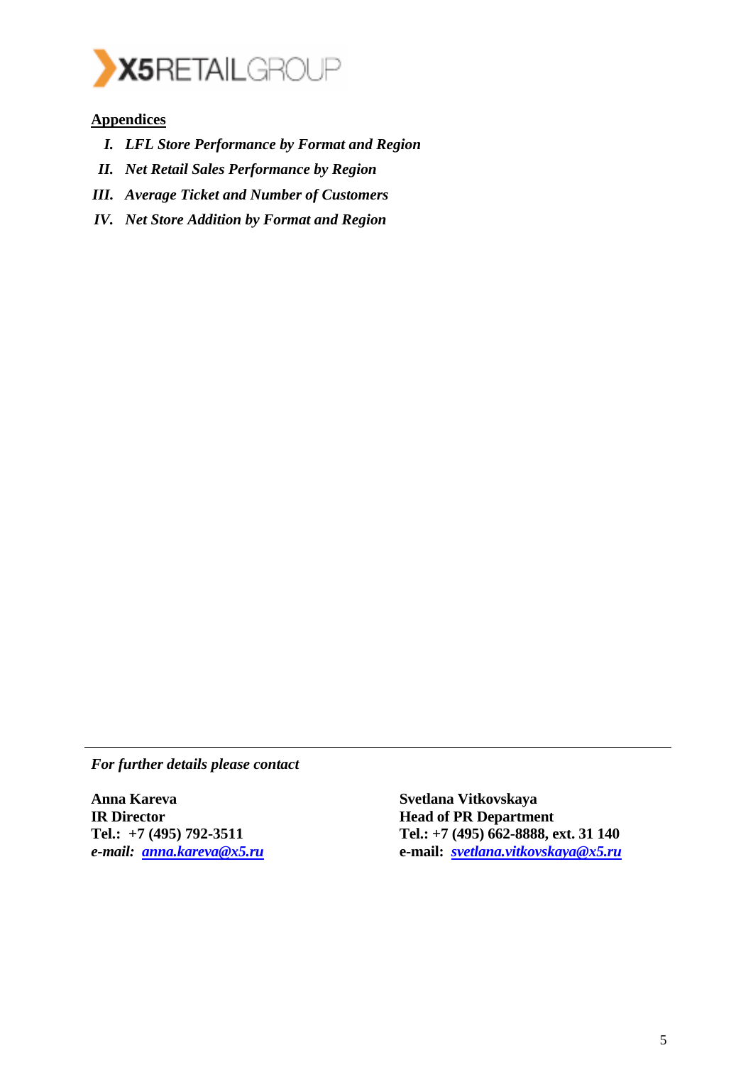**<u>Appendices</u>**

- ***I. LFL Store Performance by Format and Region***
- ***II. Net Retail Sales Performance by Region***
- ***III. Average Ticket and Number of Customers***
- ***IV. Net Store Addition by Format and Region***

---

***For further details please contact***

**Anna Kareva**
**IR Director**
**Tel.: +7 (495) 792-3511**
***e-mail:*** ***anna.kareva@x5.ru***

**Svetlana Vitkovskaya**
**Head of PR Department**
**Tel.: +7 (495) 662-8888, ext. 31 140**
**e-mail:** ***svetlana.vitkovskaya@x5.ru***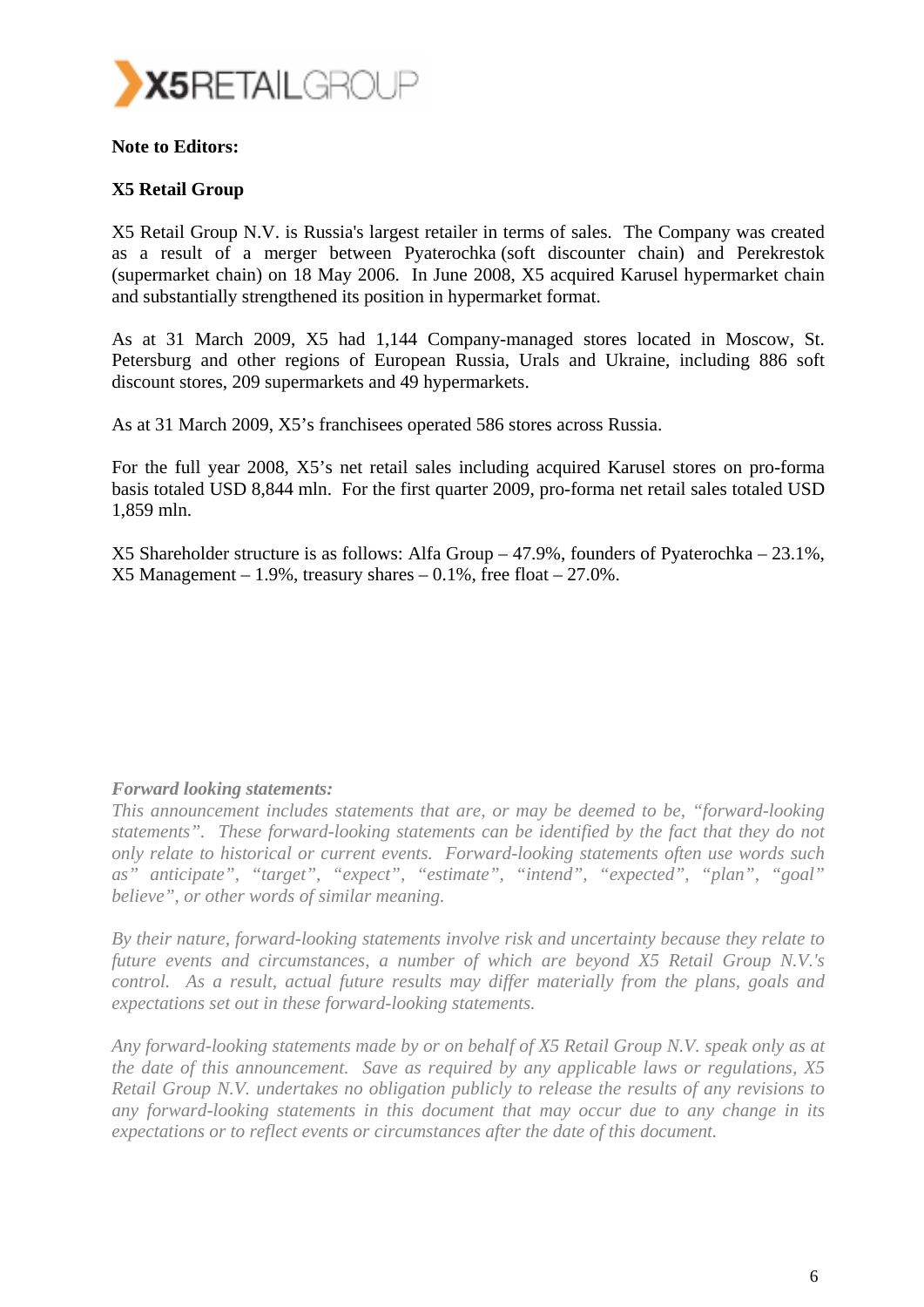**Note to Editors:**

**X5 Retail Group**

X5 Retail Group N.V. is Russia's largest retailer in terms of sales. The Company was created as a result of a merger between Pyaterochka (soft discounter chain) and Perekrestok (supermarket chain) on 18 May 2006. In June 2008, X5 acquired Karusel hypermarket chain and substantially strengthened its position in hypermarket format.

As at 31 March 2009, X5 had 1,144 Company-managed stores located in Moscow, St. Petersburg and other regions of European Russia, Urals and Ukraine, including 886 soft discount stores, 209 supermarkets and 49 hypermarkets.

As at 31 March 2009, X5's franchisees operated 586 stores across Russia.

For the full year 2008, X5's net retail sales including acquired Karusel stores on pro-forma basis totaled USD 8,844 mln. For the first quarter 2009, pro-forma net retail sales totaled USD 1,859 mln.

X5 Shareholder structure is as follows: Alfa Group – 47.9%, founders of Pyaterochka – 23.1%, X5 Management – 1.9%, treasury shares – 0.1%, free float – 27.0%.

***Forward looking statements:***

*This announcement includes statements that are, or may be deemed to be, "forward-looking statements". These forward-looking statements can be identified by the fact that they do not only relate to historical or current events. Forward-looking statements often use words such as" anticipate", "target", "expect", "estimate", "intend", "expected", "plan", "goal" believe", or other words of similar meaning.*

*By their nature, forward-looking statements involve risk and uncertainty because they relate to future events and circumstances, a number of which are beyond X5 Retail Group N.V.'s control. As a result, actual future results may differ materially from the plans, goals and expectations set out in these forward-looking statements.*

*Any forward-looking statements made by or on behalf of X5 Retail Group N.V. speak only as at the date of this announcement. Save as required by any applicable laws or regulations, X5 Retail Group N.V. undertakes no obligation publicly to release the results of any revisions to any forward-looking statements in this document that may occur due to any change in its expectations or to reflect events or circumstances after the date of this document.*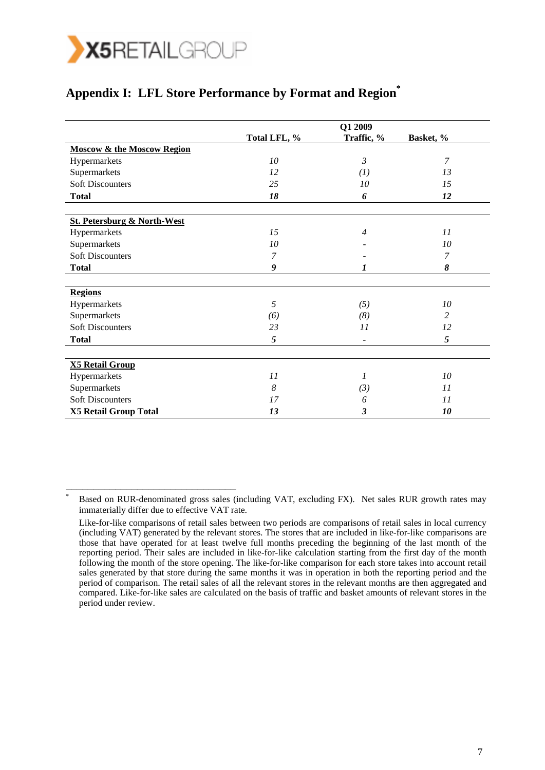## Appendix I: LFL Store Performance by Format and Region*

| | Q1 2009 | | |
|---|---|---|---|
| | Total LFL, % | Traffic, % | Basket, % |
| **Moscow & the Moscow Region** | | | |
| Hypermarkets | *10* | *3* | *7* |
| Supermarkets | *12* | *(1)* | *13* |
| Soft Discounters | *25* | *10* | *15* |
| **Total** | ***18*** | ***6*** | ***12*** |
| **St. Petersburg & North-West** | | | |
| Hypermarkets | *15* | *4* | *11* |
| Supermarkets | *10* | - | *10* |
| Soft Discounters | *7* | - | *7* |
| **Total** | ***9*** | ***1*** | ***8*** |
| **Regions** | | | |
| Hypermarkets | *5* | *(5)* | *10* |
| Supermarkets | *(6)* | *(8)* | *2* |
| Soft Discounters | *23* | *11* | *12* |
| **Total** | ***5*** | **-** | ***5*** |
| **X5 Retail Group** | | | |
| Hypermarkets | *11* | *1* | *10* |
| Supermarkets | *8* | *(3)* | *11* |
| Soft Discounters | *17* | *6* | *11* |
| **X5 Retail Group Total** | ***13*** | ***3*** | ***10*** |

---

\* Based on RUR-denominated gross sales (including VAT, excluding FX). Net sales RUR growth rates may immaterially differ due to effective VAT rate.

Like-for-like comparisons of retail sales between two periods are comparisons of retail sales in local currency (including VAT) generated by the relevant stores. The stores that are included in like-for-like comparisons are those that have operated for at least twelve full months preceding the beginning of the last month of the reporting period. Their sales are included in like-for-like calculation starting from the first day of the month following the month of the store opening. The like-for-like comparison for each store takes into account retail sales generated by that store during the same months it was in operation in both the reporting period and the period of comparison. The retail sales of all the relevant stores in the relevant months are then aggregated and compared. Like-for-like sales are calculated on the basis of traffic and basket amounts of relevant stores in the period under review.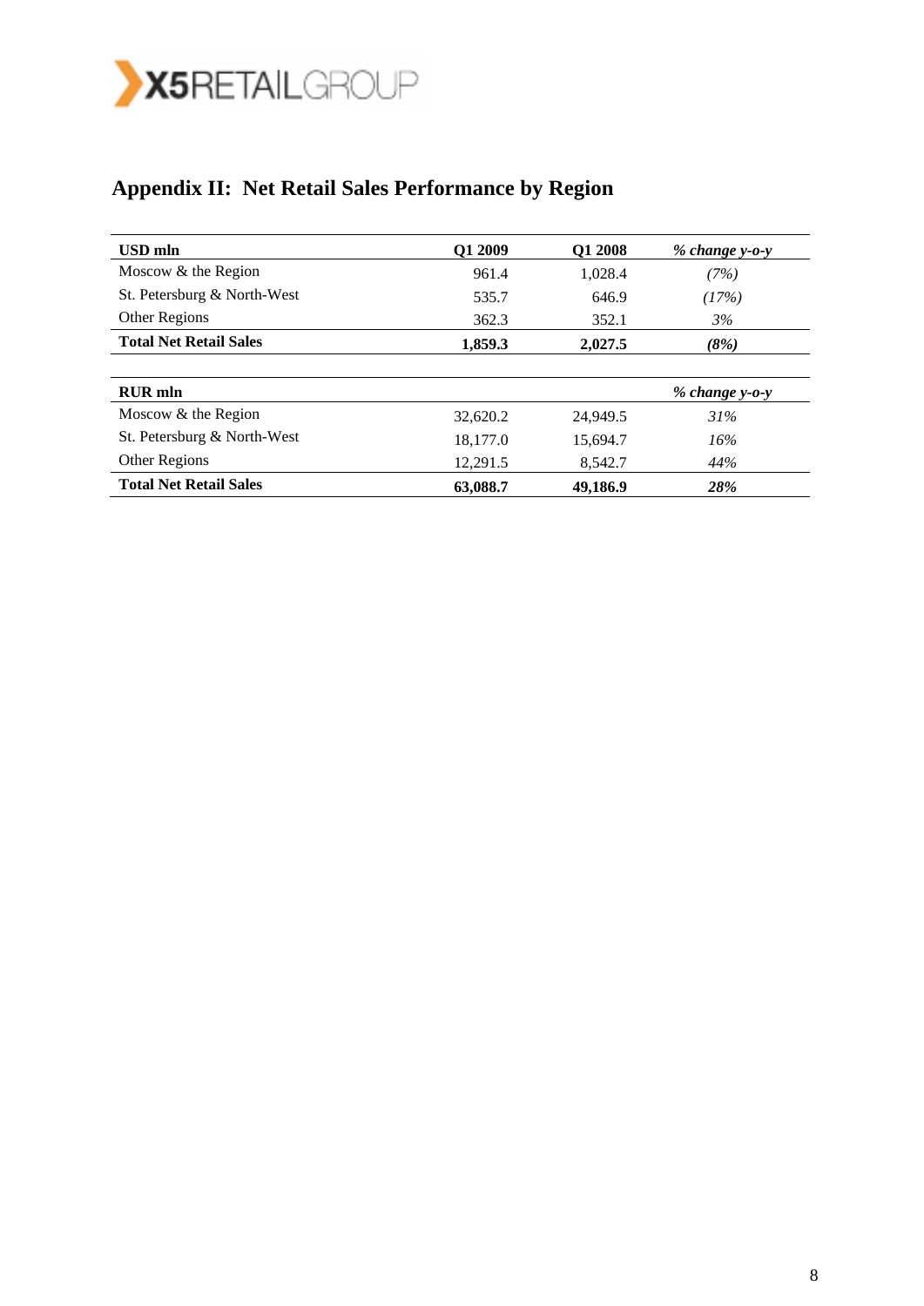## Appendix II: Net Retail Sales Performance by Region

| **USD mln** | **Q1 2009** | **Q1 2008** | ***% change y-o-y*** |
|---|---|---|---|
| Moscow & the Region | 961.4 | 1,028.4 | *(7%)* |
| St. Petersburg & North-West | 535.7 | 646.9 | *(17%)* |
| Other Regions | 362.3 | 352.1 | *3%* |
| **Total Net Retail Sales** | **1,859.3** | **2,027.5** | ***(8%)*** |

| **RUR mln** | | | ***% change y-o-y*** |
|---|---|---|---|
| Moscow & the Region | 32,620.2 | 24,949.5 | *31%* |
| St. Petersburg & North-West | 18,177.0 | 15,694.7 | *16%* |
| Other Regions | 12,291.5 | 8,542.7 | *44%* |
| **Total Net Retail Sales** | **63,088.7** | **49,186.9** | ***28%*** |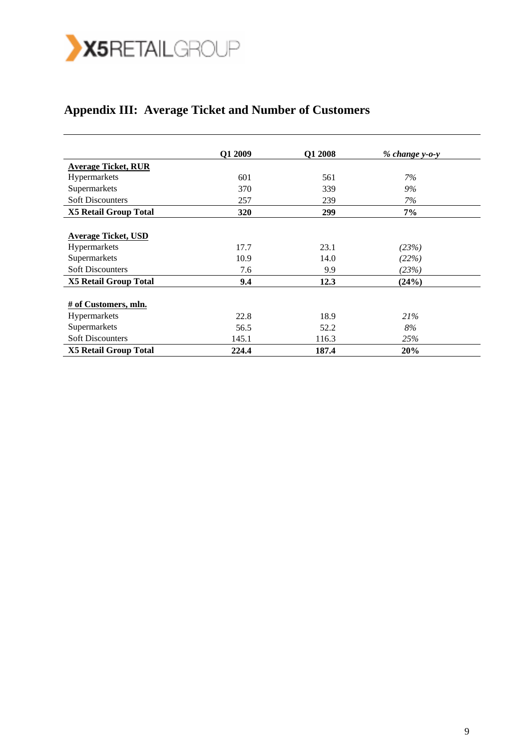# Appendix III: Average Ticket and Number of Customers

| | Q1 2009 | Q1 2008 | *% change y-o-y* |
|---|---|---|---|
| **Average Ticket, RUR** | | | |
| Hypermarkets | 601 | 561 | *7%* |
| Supermarkets | 370 | 339 | *9%* |
| Soft Discounters | 257 | 239 | *7%* |
| **X5 Retail Group Total** | **320** | **299** | **7%** |
| | | | |
| **Average Ticket, USD** | | | |
| Hypermarkets | 17.7 | 23.1 | *(23%)* |
| Supermarkets | 10.9 | 14.0 | *(22%)* |
| Soft Discounters | 7.6 | 9.9 | *(23%)* |
| **X5 Retail Group Total** | **9.4** | **12.3** | **(24%)** |
| | | | |
| **# of Customers, mln.** | | | |
| Hypermarkets | 22.8 | 18.9 | *21%* |
| Supermarkets | 56.5 | 52.2 | *8%* |
| Soft Discounters | 145.1 | 116.3 | *25%* |
| **X5 Retail Group Total** | **224.4** | **187.4** | **20%** |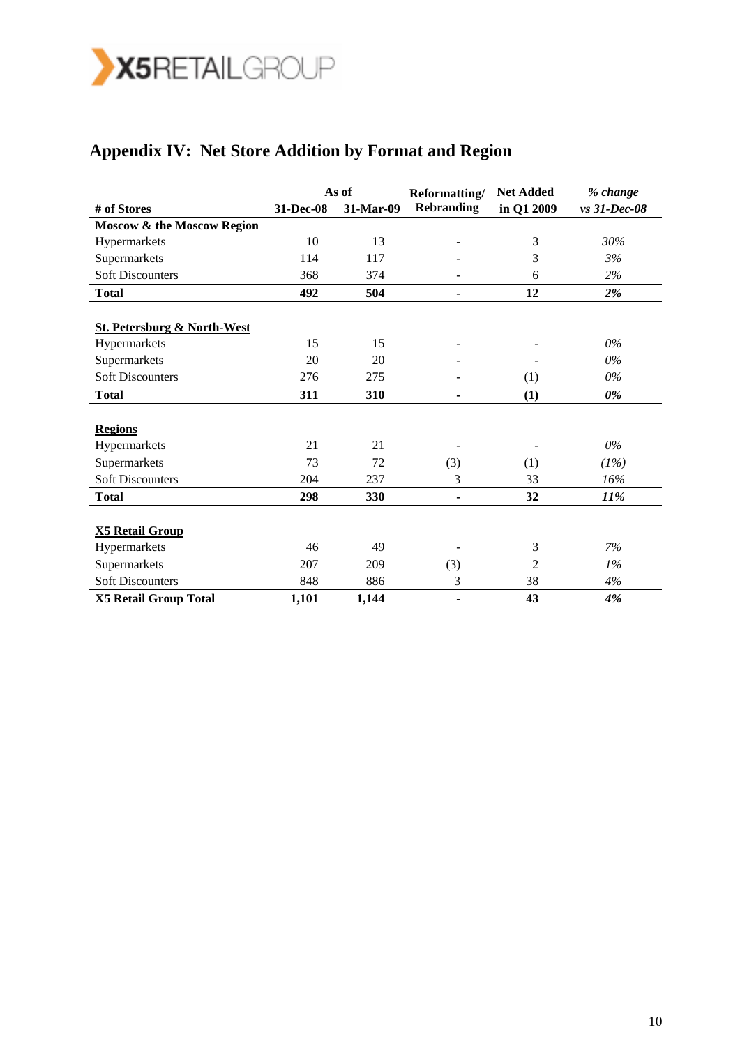# Appendix IV: Net Store Addition by Format and Region

| # of Stores | As of 31-Dec-08 | 31-Mar-09 | Reformatting/ Rebranding | Net Added in Q1 2009 | *% change vs 31-Dec-08* |
|---|---|---|---|---|---|
| **Moscow & the Moscow Region** | | | | | |
| Hypermarkets | 10 | 13 | - | 3 | *30%* |
| Supermarkets | 114 | 117 | - | 3 | *3%* |
| Soft Discounters | 368 | 374 | - | 6 | *2%* |
| **Total** | **492** | **504** | **-** | **12** | ***2%*** |
| **St. Petersburg & North-West** | | | | | |
| Hypermarkets | 15 | 15 | - | - | *0%* |
| Supermarkets | 20 | 20 | - | - | *0%* |
| Soft Discounters | 276 | 275 | - | (1) | *0%* |
| **Total** | **311** | **310** | **-** | **(1)** | ***0%*** |
| **Regions** | | | | | |
| Hypermarkets | 21 | 21 | - | - | *0%* |
| Supermarkets | 73 | 72 | (3) | (1) | *(1%)* |
| Soft Discounters | 204 | 237 | 3 | 33 | *16%* |
| **Total** | **298** | **330** | **-** | **32** | ***11%*** |
| **X5 Retail Group** | | | | | |
| Hypermarkets | 46 | 49 | - | 3 | *7%* |
| Supermarkets | 207 | 209 | (3) | 2 | *1%* |
| Soft Discounters | 848 | 886 | 3 | 38 | *4%* |
| **X5 Retail Group Total** | **1,101** | **1,144** | **-** | **43** | ***4%*** |